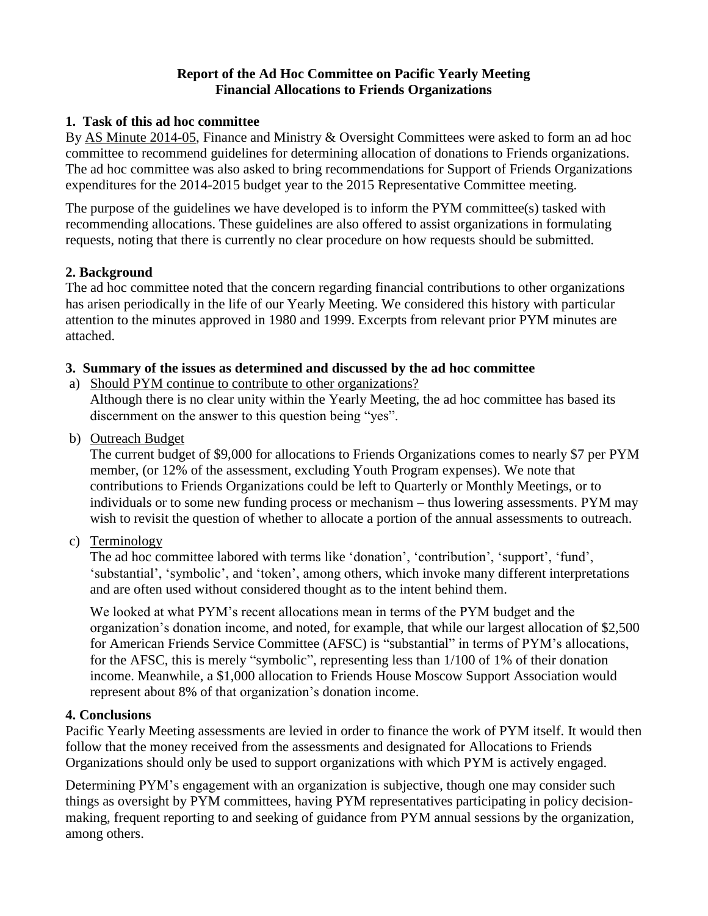**Report of the Ad Hoc Committee on Pacific Yearly Meeting**
**Financial Allocations to Friends Organizations**

## 1. Task of this ad hoc committee

By AS Minute 2014-05, Finance and Ministry & Oversight Committees were asked to form an ad hoc committee to recommend guidelines for determining allocation of donations to Friends organizations. The ad hoc committee was also asked to bring recommendations for Support of Friends Organizations expenditures for the 2014-2015 budget year to the 2015 Representative Committee meeting.

The purpose of the guidelines we have developed is to inform the PYM committee(s) tasked with recommending allocations. These guidelines are also offered to assist organizations in formulating requests, noting that there is currently no clear procedure on how requests should be submitted.

## 2. Background

The ad hoc committee noted that the concern regarding financial contributions to other organizations has arisen periodically in the life of our Yearly Meeting. We considered this history with particular attention to the minutes approved in 1980 and 1999. Excerpts from relevant prior PYM minutes are attached.

## 3. Summary of the issues as determined and discussed by the ad hoc committee

a) Should PYM continue to contribute to other organizations?
   Although there is no clear unity within the Yearly Meeting, the ad hoc committee has based its discernment on the answer to this question being "yes".

b) Outreach Budget
   The current budget of $9,000 for allocations to Friends Organizations comes to nearly $7 per PYM member, (or 12% of the assessment, excluding Youth Program expenses). We note that contributions to Friends Organizations could be left to Quarterly or Monthly Meetings, or to individuals or to some new funding process or mechanism – thus lowering assessments. PYM may wish to revisit the question of whether to allocate a portion of the annual assessments to outreach.

c) Terminology
   The ad hoc committee labored with terms like 'donation', 'contribution', 'support', 'fund', 'substantial', 'symbolic', and 'token', among others, which invoke many different interpretations and are often used without considered thought as to the intent behind them.

   We looked at what PYM's recent allocations mean in terms of the PYM budget and the organization's donation income, and noted, for example, that while our largest allocation of $2,500 for American Friends Service Committee (AFSC) is "substantial" in terms of PYM's allocations, for the AFSC, this is merely "symbolic", representing less than 1/100 of 1% of their donation income. Meanwhile, a $1,000 allocation to Friends House Moscow Support Association would represent about 8% of that organization's donation income.

## 4. Conclusions

Pacific Yearly Meeting assessments are levied in order to finance the work of PYM itself. It would then follow that the money received from the assessments and designated for Allocations to Friends Organizations should only be used to support organizations with which PYM is actively engaged.

Determining PYM's engagement with an organization is subjective, though one may consider such things as oversight by PYM committees, having PYM representatives participating in policy decision-making, frequent reporting to and seeking of guidance from PYM annual sessions by the organization, among others.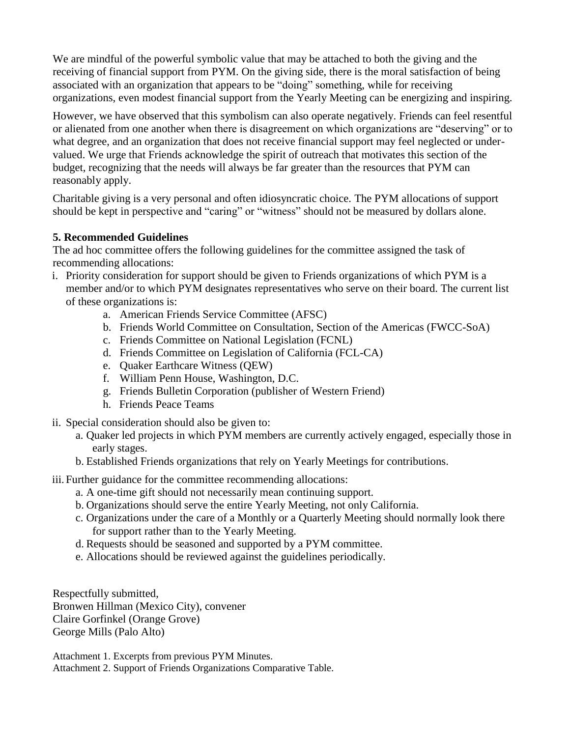We are mindful of the powerful symbolic value that may be attached to both the giving and the receiving of financial support from PYM. On the giving side, there is the moral satisfaction of being associated with an organization that appears to be "doing" something, while for receiving organizations, even modest financial support from the Yearly Meeting can be energizing and inspiring.

However, we have observed that this symbolism can also operate negatively. Friends can feel resentful or alienated from one another when there is disagreement on which organizations are "deserving" or to what degree, and an organization that does not receive financial support may feel neglected or under-valued. We urge that Friends acknowledge the spirit of outreach that motivates this section of the budget, recognizing that the needs will always be far greater than the resources that PYM can reasonably apply.

Charitable giving is a very personal and often idiosyncratic choice. The PYM allocations of support should be kept in perspective and "caring" or "witness" should not be measured by dollars alone.

**5. Recommended Guidelines**

The ad hoc committee offers the following guidelines for the committee assigned the task of recommending allocations:

i. Priority consideration for support should be given to Friends organizations of which PYM is a member and/or to which PYM designates representatives who serve on their board. The current list of these organizations is:
   a. American Friends Service Committee (AFSC)
   b. Friends World Committee on Consultation, Section of the Americas (FWCC-SoA)
   c. Friends Committee on National Legislation (FCNL)
   d. Friends Committee on Legislation of California (FCL-CA)
   e. Quaker Earthcare Witness (QEW)
   f. William Penn House, Washington, D.C.
   g. Friends Bulletin Corporation (publisher of Western Friend)
   h. Friends Peace Teams

ii. Special consideration should also be given to:
   a. Quaker led projects in which PYM members are currently actively engaged, especially those in early stages.
   b. Established Friends organizations that rely on Yearly Meetings for contributions.

iii. Further guidance for the committee recommending allocations:
   a. A one-time gift should not necessarily mean continuing support.
   b. Organizations should serve the entire Yearly Meeting, not only California.
   c. Organizations under the care of a Monthly or a Quarterly Meeting should normally look there for support rather than to the Yearly Meeting.
   d. Requests should be seasoned and supported by a PYM committee.
   e. Allocations should be reviewed against the guidelines periodically.

Respectfully submitted,
Bronwen Hillman (Mexico City), convener
Claire Gorfinkel (Orange Grove)
George Mills (Palo Alto)

Attachment 1. Excerpts from previous PYM Minutes.
Attachment 2. Support of Friends Organizations Comparative Table.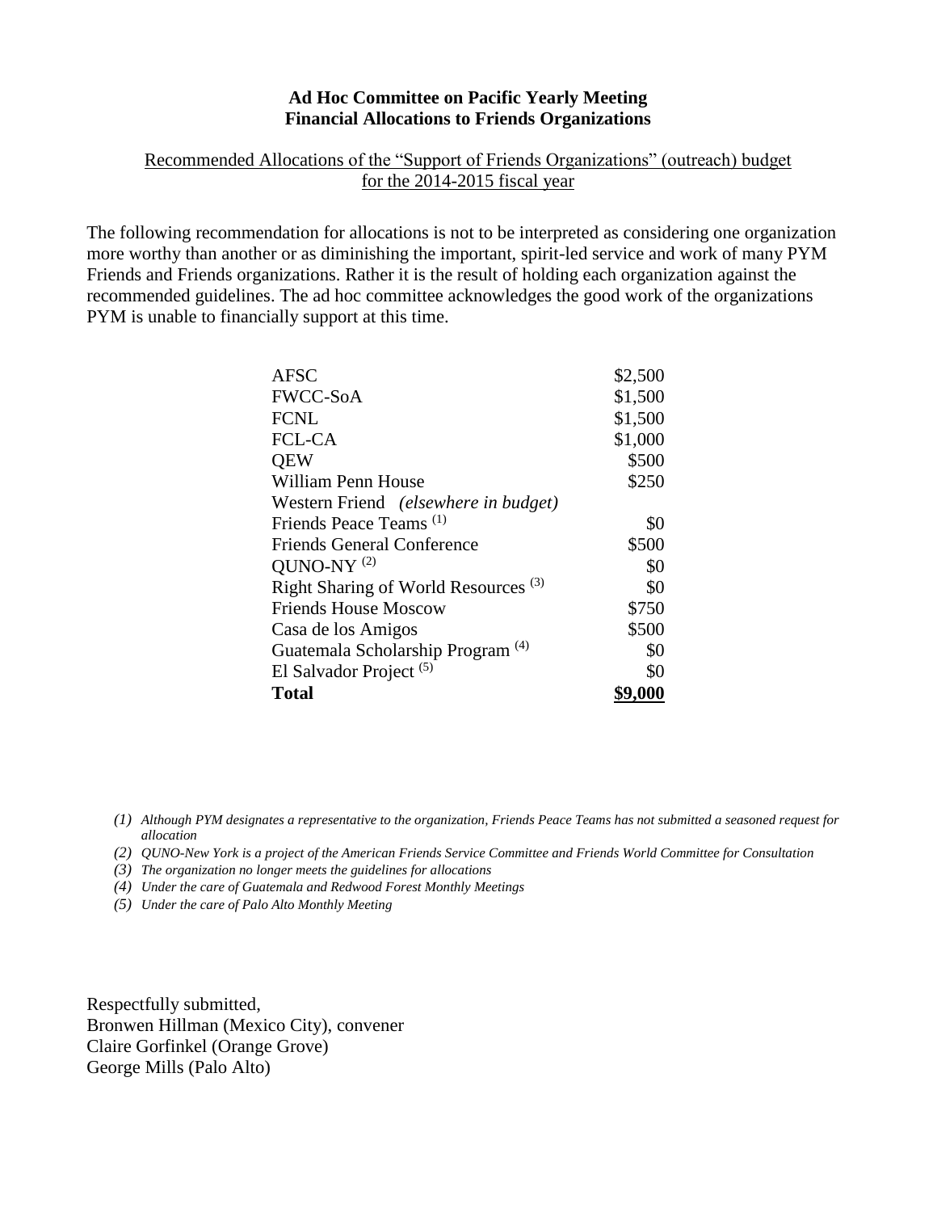**Ad Hoc Committee on Pacific Yearly Meeting**
**Financial Allocations to Friends Organizations**

Recommended Allocations of the "Support of Friends Organizations" (outreach) budget for the 2014-2015 fiscal year

The following recommendation for allocations is not to be interpreted as considering one organization more worthy than another or as diminishing the important, spirit-led service and work of many PYM Friends and Friends organizations. Rather it is the result of holding each organization against the recommended guidelines. The ad hoc committee acknowledges the good work of the organizations PYM is unable to financially support at this time.

| Organization | Allocation |
|---|---|
| AFSC | $2,500 |
| FWCC-SoA | $1,500 |
| FCNL | $1,500 |
| FCL-CA | $1,000 |
| QEW | $500 |
| William Penn House | $250 |
| Western Friend *(elsewhere in budget)* | |
| Friends Peace Teams [(1)] | $0 |
| Friends General Conference | $500 |
| QUNO-NY [(2)] | $0 |
| Right Sharing of World Resources [(3)] | $0 |
| Friends House Moscow | $750 |
| Casa de los Amigos | $500 |
| Guatemala Scholarship Program [(4)] | $0 |
| El Salvador Project [(5)] | $0 |
| **Total** | **$9,000** |

*(1) Although PYM designates a representative to the organization, Friends Peace Teams has not submitted a seasoned request for allocation*

*(2) QUNO-New York is a project of the American Friends Service Committee and Friends World Committee for Consultation*

*(3) The organization no longer meets the guidelines for allocations*

*(4) Under the care of Guatemala and Redwood Forest Monthly Meetings*

*(5) Under the care of Palo Alto Monthly Meeting*

Respectfully submitted,
Bronwen Hillman (Mexico City), convener
Claire Gorfinkel (Orange Grove)
George Mills (Palo Alto)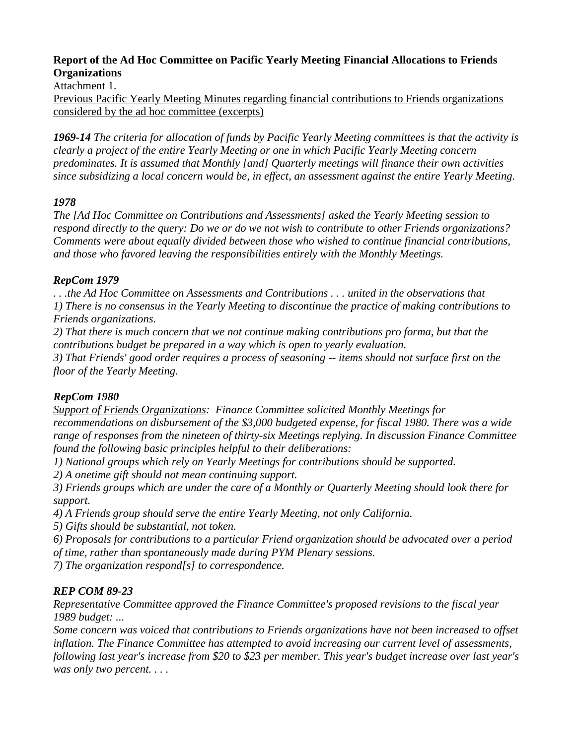**Report of the Ad Hoc Committee on Pacific Yearly Meeting Financial Allocations to Friends Organizations**

Attachment 1.

Previous Pacific Yearly Meeting Minutes regarding financial contributions to Friends organizations considered by the ad hoc committee (excerpts)

***1969-14*** *The criteria for allocation of funds by Pacific Yearly Meeting committees is that the activity is clearly a project of the entire Yearly Meeting or one in which Pacific Yearly Meeting concern predominates. It is assumed that Monthly [and] Quarterly meetings will finance their own activities since subsidizing a local concern would be, in effect, an assessment against the entire Yearly Meeting.*

***1978***

*The [Ad Hoc Committee on Contributions and Assessments] asked the Yearly Meeting session to respond directly to the query: Do we or do we not wish to contribute to other Friends organizations? Comments were about equally divided between those who wished to continue financial contributions, and those who favored leaving the responsibilities entirely with the Monthly Meetings.*

***RepCom 1979***

*. . .the Ad Hoc Committee on Assessments and Contributions . . . united in the observations that*

*1) There is no consensus in the Yearly Meeting to discontinue the practice of making contributions to Friends organizations.*

*2) That there is much concern that we not continue making contributions pro forma, but that the contributions budget be prepared in a way which is open to yearly evaluation.*

*3) That Friends' good order requires a process of seasoning -- items should not surface first on the floor of the Yearly Meeting.*

***RepCom 1980***

*Support of Friends Organizations: Finance Committee solicited Monthly Meetings for recommendations on disbursement of the $3,000 budgeted expense, for fiscal 1980. There was a wide range of responses from the nineteen of thirty-six Meetings replying. In discussion Finance Committee found the following basic principles helpful to their deliberations:*

*1) National groups which rely on Yearly Meetings for contributions should be supported.*

*2) A onetime gift should not mean continuing support.*

*3) Friends groups which are under the care of a Monthly or Quarterly Meeting should look there for support.*

*4) A Friends group should serve the entire Yearly Meeting, not only California.*

*5) Gifts should be substantial, not token.*

*6) Proposals for contributions to a particular Friend organization should be advocated over a period of time, rather than spontaneously made during PYM Plenary sessions.*

*7) The organization respond[s] to correspondence.*

***REP COM 89-23***

*Representative Committee approved the Finance Committee's proposed revisions to the fiscal year 1989 budget: ...*

*Some concern was voiced that contributions to Friends organizations have not been increased to offset inflation. The Finance Committee has attempted to avoid increasing our current level of assessments, following last year's increase from $20 to $23 per member. This year's budget increase over last year's was only two percent. . . .*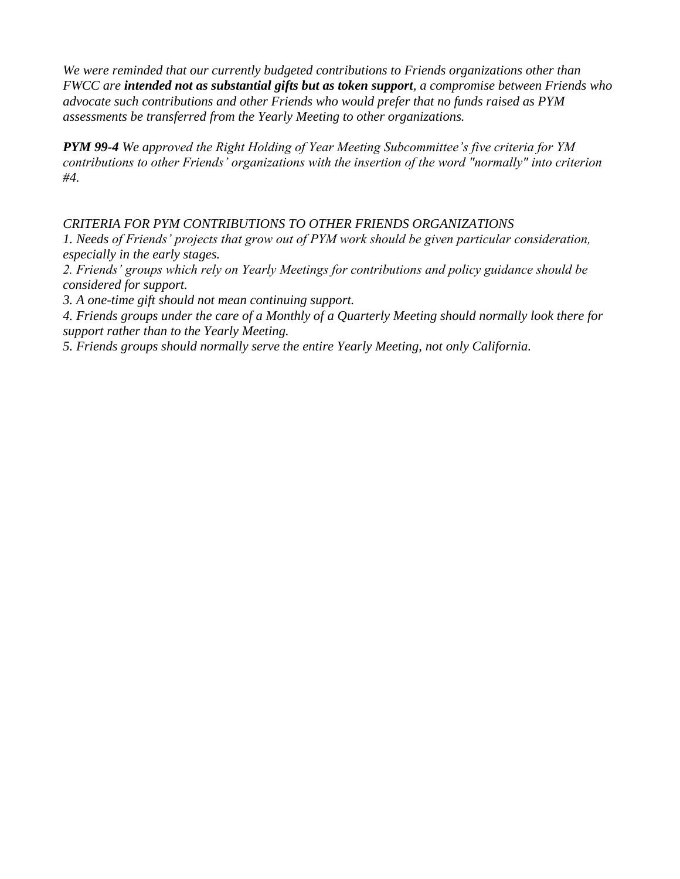*We were reminded that our currently budgeted contributions to Friends organizations other than FWCC are **intended not as substantial gifts but as token support**, a compromise between Friends who advocate such contributions and other Friends who would prefer that no funds raised as PYM assessments be transferred from the Yearly Meeting to other organizations.*

***PYM 99-4** We approved the Right Holding of Year Meeting Subcommittee's five criteria for YM contributions to other Friends' organizations with the insertion of the word "normally" into criterion #4.*

*CRITERIA FOR PYM CONTRIBUTIONS TO OTHER FRIENDS ORGANIZATIONS*

*1. Needs of Friends' projects that grow out of PYM work should be given particular consideration, especially in the early stages.*
*2. Friends' groups which rely on Yearly Meetings for contributions and policy guidance should be considered for support.*
*3. A one-time gift should not mean continuing support.*
*4. Friends groups under the care of a Monthly of a Quarterly Meeting should normally look there for support rather than to the Yearly Meeting.*
*5. Friends groups should normally serve the entire Yearly Meeting, not only California.*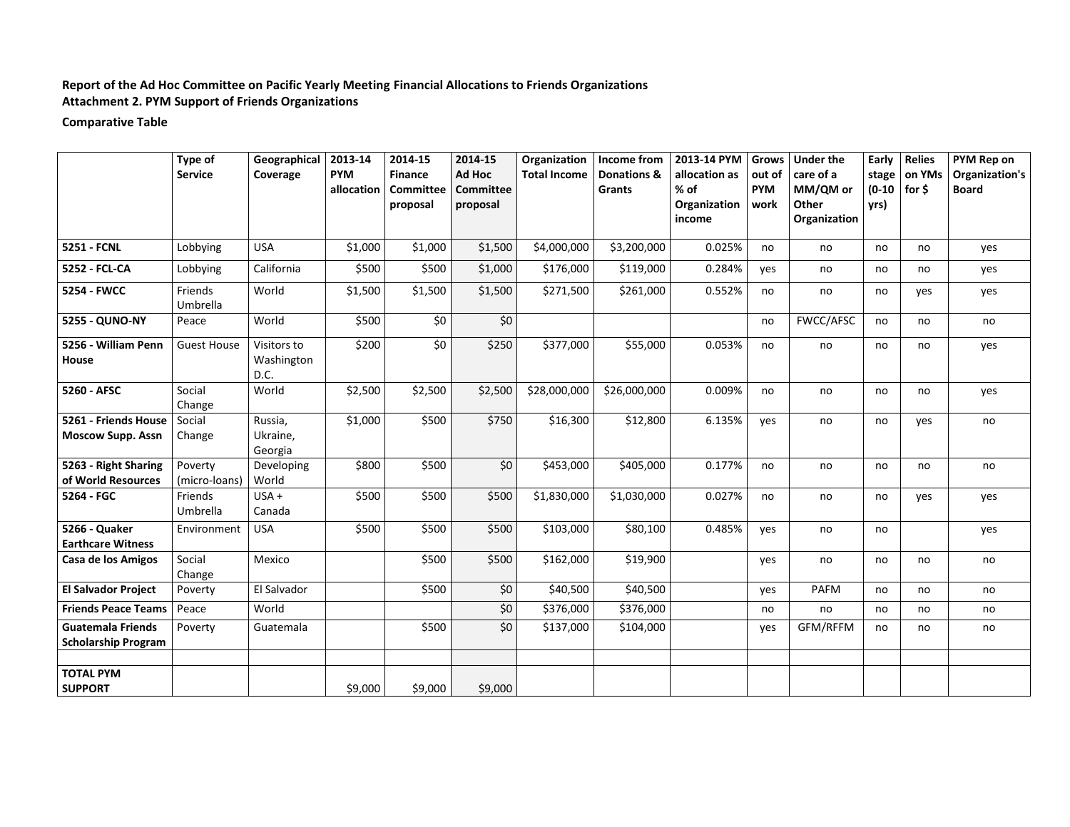**Report of the Ad Hoc Committee on Pacific Yearly Meeting Financial Allocations to Friends Organizations**
**Attachment 2. PYM Support of Friends Organizations**

**Comparative Table**

| | Type of Service | Geographical Coverage | 2013-14 PYM allocation | 2014-15 Finance Committee proposal | 2014-15 Ad Hoc Committee proposal | Organization Total Income | Income from Donations & Grants | 2013-14 PYM allocation as % of Organization income | Grows out of PYM work | Under the care of a MM/QM or Other Organization | Early stage (0-10 yrs) | Relies on YMs for $ | PYM Rep on Organization's Board |
|---|---|---|---|---|---|---|---|---|---|---|---|---|---|
| **5251 - FCNL** | Lobbying | USA | $1,000 | $1,000 | $1,500 | $4,000,000 | $3,200,000 | 0.025% | no | no | no | no | yes |
| **5252 - FCL-CA** | Lobbying | California | $500 | $500 | $1,000 | $176,000 | $119,000 | 0.284% | yes | no | no | no | yes |
| **5254 - FWCC** | Friends Umbrella | World | $1,500 | $1,500 | $1,500 | $271,500 | $261,000 | 0.552% | no | no | no | yes | yes |
| **5255 - QUNO-NY** | Peace | World | $500 | $0 | $0 | | | | no | FWCC/AFSC | no | no | no |
| **5256 - William Penn House** | Guest House | Visitors to Washington D.C. | $200 | $0 | $250 | $377,000 | $55,000 | 0.053% | no | no | no | no | yes |
| **5260 - AFSC** | Social Change | World | $2,500 | $2,500 | $2,500 | $28,000,000 | $26,000,000 | 0.009% | no | no | no | no | yes |
| **5261 - Friends House Moscow Supp. Assn** | Social Change | Russia, Ukraine, Georgia | $1,000 | $500 | $750 | $16,300 | $12,800 | 6.135% | yes | no | no | yes | no |
| **5263 - Right Sharing of World Resources** | Poverty (micro-loans) | Developing World | $800 | $500 | $0 | $453,000 | $405,000 | 0.177% | no | no | no | no | no |
| **5264 - FGC** | Friends Umbrella | USA + Canada | $500 | $500 | $500 | $1,830,000 | $1,030,000 | 0.027% | no | no | no | yes | yes |
| **5266 - Quaker Earthcare Witness** | Environment | USA | $500 | $500 | $500 | $103,000 | $80,100 | 0.485% | yes | no | no | | yes |
| **Casa de los Amigos** | Social Change | Mexico | | $500 | $500 | $162,000 | $19,900 | | yes | no | no | no | no |
| **El Salvador Project** | Poverty | El Salvador | | $500 | $0 | $40,500 | $40,500 | | yes | PAFM | no | no | no |
| **Friends Peace Teams** | Peace | World | | | $0 | $376,000 | $376,000 | | no | no | no | no | no |
| **Guatemala Friends Scholarship Program** | Poverty | Guatemala | | $500 | $0 | $137,000 | $104,000 | | yes | GFM/RFFM | no | no | no |
| | | | | | | | | | | | | | |
| **TOTAL PYM SUPPORT** | | | $9,000 | $9,000 | $9,000 | | | | | | | | |